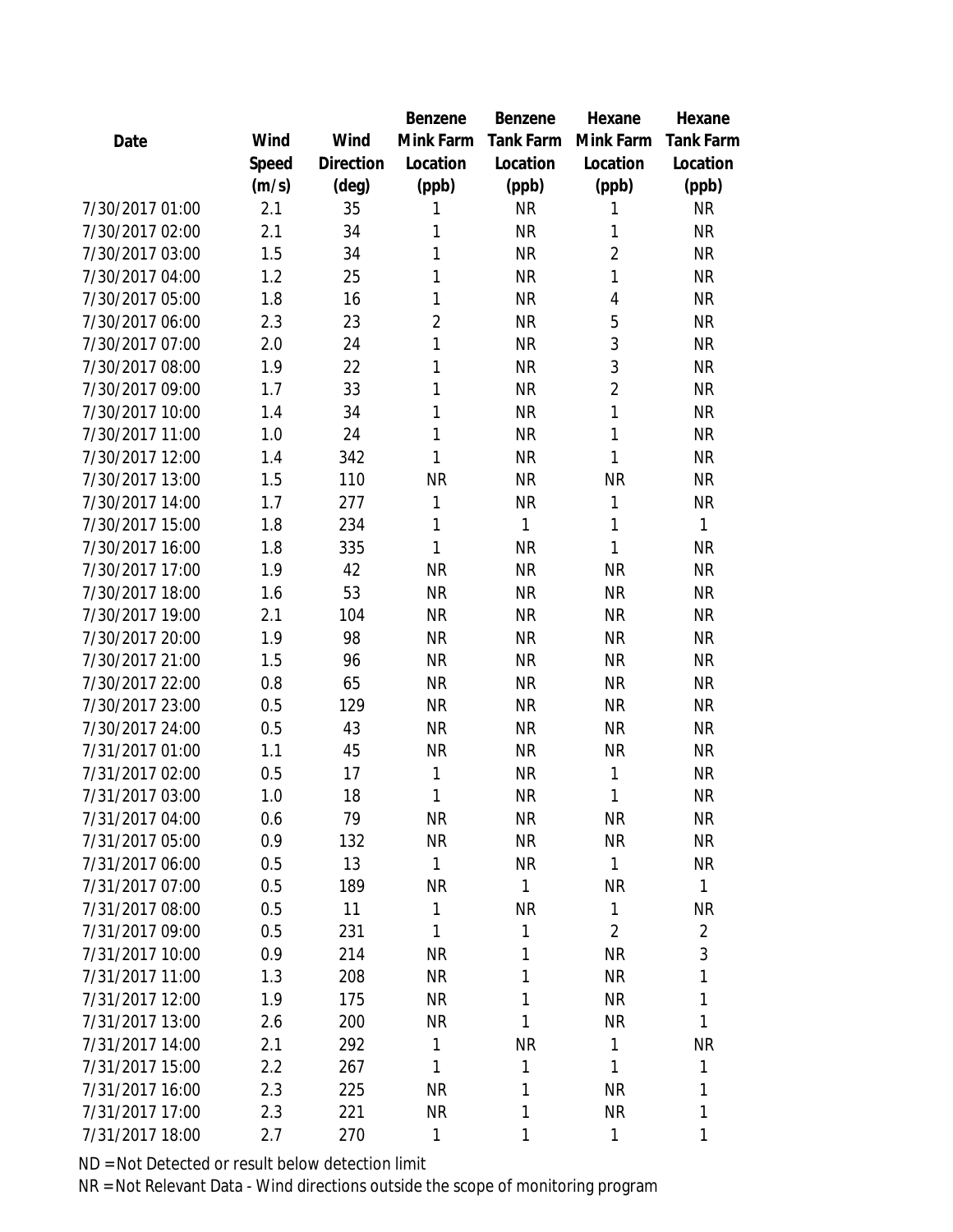| Date | Wind Speed (m/s) | Wind Direction (deg) | Benzene Mink Farm Location (ppb) | Benzene Tank Farm Location (ppb) | Hexane Mink Farm Location (ppb) | Hexane Tank Farm Location (ppb) |
|---|---|---|---|---|---|---|
| 7/30/2017 01:00 | 2.1 | 35 | 1 | NR | 1 | NR |
| 7/30/2017 02:00 | 2.1 | 34 | 1 | NR | 1 | NR |
| 7/30/2017 03:00 | 1.5 | 34 | 1 | NR | 2 | NR |
| 7/30/2017 04:00 | 1.2 | 25 | 1 | NR | 1 | NR |
| 7/30/2017 05:00 | 1.8 | 16 | 1 | NR | 4 | NR |
| 7/30/2017 06:00 | 2.3 | 23 | 2 | NR | 5 | NR |
| 7/30/2017 07:00 | 2.0 | 24 | 1 | NR | 3 | NR |
| 7/30/2017 08:00 | 1.9 | 22 | 1 | NR | 3 | NR |
| 7/30/2017 09:00 | 1.7 | 33 | 1 | NR | 2 | NR |
| 7/30/2017 10:00 | 1.4 | 34 | 1 | NR | 1 | NR |
| 7/30/2017 11:00 | 1.0 | 24 | 1 | NR | 1 | NR |
| 7/30/2017 12:00 | 1.4 | 342 | 1 | NR | 1 | NR |
| 7/30/2017 13:00 | 1.5 | 110 | NR | NR | NR | NR |
| 7/30/2017 14:00 | 1.7 | 277 | 1 | NR | 1 | NR |
| 7/30/2017 15:00 | 1.8 | 234 | 1 | 1 | 1 | 1 |
| 7/30/2017 16:00 | 1.8 | 335 | 1 | NR | 1 | NR |
| 7/30/2017 17:00 | 1.9 | 42 | NR | NR | NR | NR |
| 7/30/2017 18:00 | 1.6 | 53 | NR | NR | NR | NR |
| 7/30/2017 19:00 | 2.1 | 104 | NR | NR | NR | NR |
| 7/30/2017 20:00 | 1.9 | 98 | NR | NR | NR | NR |
| 7/30/2017 21:00 | 1.5 | 96 | NR | NR | NR | NR |
| 7/30/2017 22:00 | 0.8 | 65 | NR | NR | NR | NR |
| 7/30/2017 23:00 | 0.5 | 129 | NR | NR | NR | NR |
| 7/30/2017 24:00 | 0.5 | 43 | NR | NR | NR | NR |
| 7/31/2017 01:00 | 1.1 | 45 | NR | NR | NR | NR |
| 7/31/2017 02:00 | 0.5 | 17 | 1 | NR | 1 | NR |
| 7/31/2017 03:00 | 1.0 | 18 | 1 | NR | 1 | NR |
| 7/31/2017 04:00 | 0.6 | 79 | NR | NR | NR | NR |
| 7/31/2017 05:00 | 0.9 | 132 | NR | NR | NR | NR |
| 7/31/2017 06:00 | 0.5 | 13 | 1 | NR | 1 | NR |
| 7/31/2017 07:00 | 0.5 | 189 | NR | 1 | NR | 1 |
| 7/31/2017 08:00 | 0.5 | 11 | 1 | NR | 1 | NR |
| 7/31/2017 09:00 | 0.5 | 231 | 1 | 1 | 2 | 2 |
| 7/31/2017 10:00 | 0.9 | 214 | NR | 1 | NR | 3 |
| 7/31/2017 11:00 | 1.3 | 208 | NR | 1 | NR | 1 |
| 7/31/2017 12:00 | 1.9 | 175 | NR | 1 | NR | 1 |
| 7/31/2017 13:00 | 2.6 | 200 | NR | 1 | NR | 1 |
| 7/31/2017 14:00 | 2.1 | 292 | 1 | NR | 1 | NR |
| 7/31/2017 15:00 | 2.2 | 267 | 1 | 1 | 1 | 1 |
| 7/31/2017 16:00 | 2.3 | 225 | NR | 1 | NR | 1 |
| 7/31/2017 17:00 | 2.3 | 221 | NR | 1 | NR | 1 |
| 7/31/2017 18:00 | 2.7 | 270 | 1 | 1 | 1 | 1 |

ND = Not Detected or result below detection limit

NR = Not Relevant Data - Wind directions outside the scope of monitoring program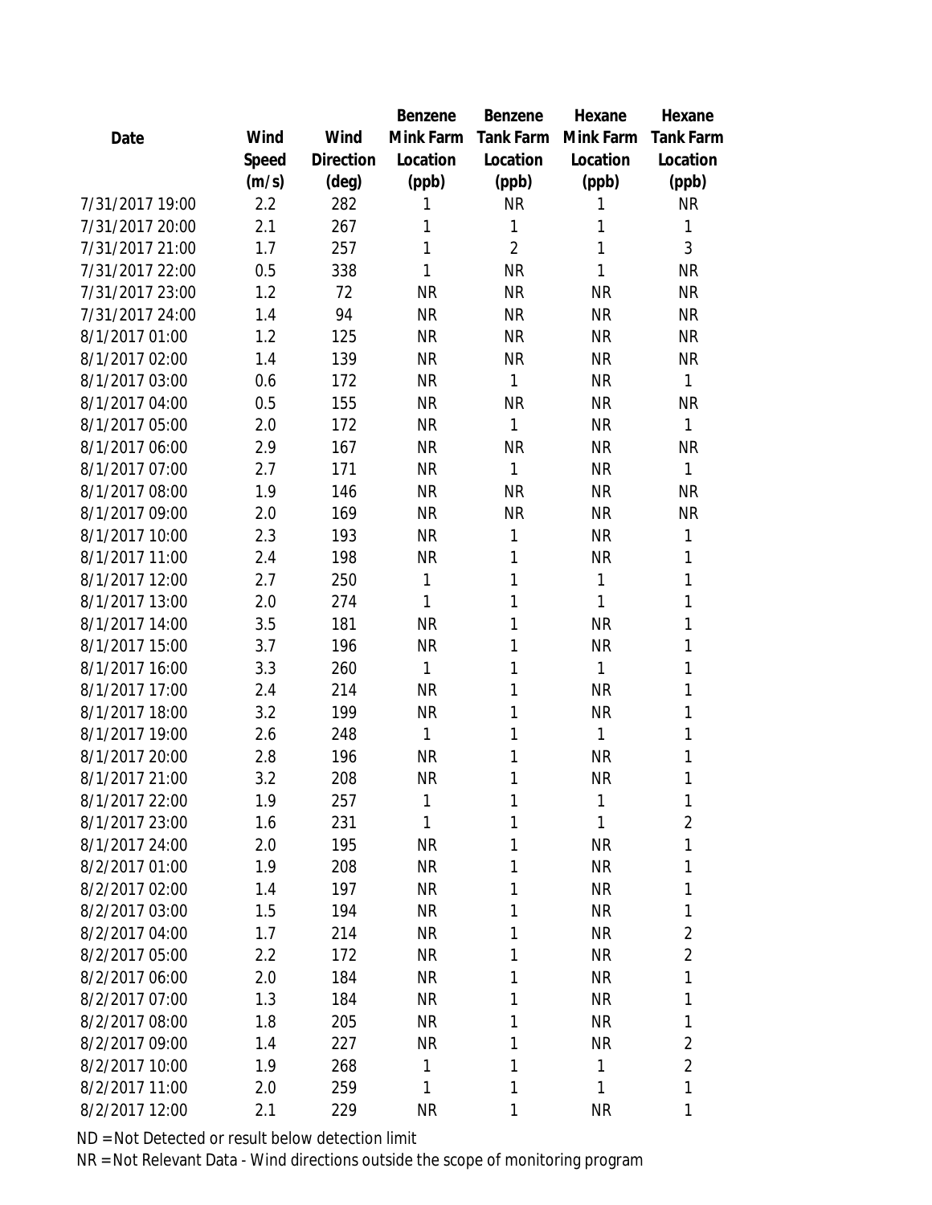| Date | Wind Speed (m/s) | Wind Direction (deg) | Benzene Mink Farm Location (ppb) | Benzene Tank Farm Location (ppb) | Hexane Mink Farm Location (ppb) | Hexane Tank Farm Location (ppb) |
|---|---|---|---|---|---|---|
| 7/31/2017 19:00 | 2.2 | 282 | 1 | NR | 1 | NR |
| 7/31/2017 20:00 | 2.1 | 267 | 1 | 1 | 1 | 1 |
| 7/31/2017 21:00 | 1.7 | 257 | 1 | 2 | 1 | 3 |
| 7/31/2017 22:00 | 0.5 | 338 | 1 | NR | 1 | NR |
| 7/31/2017 23:00 | 1.2 | 72 | NR | NR | NR | NR |
| 7/31/2017 24:00 | 1.4 | 94 | NR | NR | NR | NR |
| 8/1/2017 01:00 | 1.2 | 125 | NR | NR | NR | NR |
| 8/1/2017 02:00 | 1.4 | 139 | NR | NR | NR | NR |
| 8/1/2017 03:00 | 0.6 | 172 | NR | 1 | NR | 1 |
| 8/1/2017 04:00 | 0.5 | 155 | NR | NR | NR | NR |
| 8/1/2017 05:00 | 2.0 | 172 | NR | 1 | NR | 1 |
| 8/1/2017 06:00 | 2.9 | 167 | NR | NR | NR | NR |
| 8/1/2017 07:00 | 2.7 | 171 | NR | 1 | NR | 1 |
| 8/1/2017 08:00 | 1.9 | 146 | NR | NR | NR | NR |
| 8/1/2017 09:00 | 2.0 | 169 | NR | NR | NR | NR |
| 8/1/2017 10:00 | 2.3 | 193 | NR | 1 | NR | 1 |
| 8/1/2017 11:00 | 2.4 | 198 | NR | 1 | NR | 1 |
| 8/1/2017 12:00 | 2.7 | 250 | 1 | 1 | 1 | 1 |
| 8/1/2017 13:00 | 2.0 | 274 | 1 | 1 | 1 | 1 |
| 8/1/2017 14:00 | 3.5 | 181 | NR | 1 | NR | 1 |
| 8/1/2017 15:00 | 3.7 | 196 | NR | 1 | NR | 1 |
| 8/1/2017 16:00 | 3.3 | 260 | 1 | 1 | 1 | 1 |
| 8/1/2017 17:00 | 2.4 | 214 | NR | 1 | NR | 1 |
| 8/1/2017 18:00 | 3.2 | 199 | NR | 1 | NR | 1 |
| 8/1/2017 19:00 | 2.6 | 248 | 1 | 1 | 1 | 1 |
| 8/1/2017 20:00 | 2.8 | 196 | NR | 1 | NR | 1 |
| 8/1/2017 21:00 | 3.2 | 208 | NR | 1 | NR | 1 |
| 8/1/2017 22:00 | 1.9 | 257 | 1 | 1 | 1 | 1 |
| 8/1/2017 23:00 | 1.6 | 231 | 1 | 1 | 1 | 2 |
| 8/1/2017 24:00 | 2.0 | 195 | NR | 1 | NR | 1 |
| 8/2/2017 01:00 | 1.9 | 208 | NR | 1 | NR | 1 |
| 8/2/2017 02:00 | 1.4 | 197 | NR | 1 | NR | 1 |
| 8/2/2017 03:00 | 1.5 | 194 | NR | 1 | NR | 1 |
| 8/2/2017 04:00 | 1.7 | 214 | NR | 1 | NR | 2 |
| 8/2/2017 05:00 | 2.2 | 172 | NR | 1 | NR | 2 |
| 8/2/2017 06:00 | 2.0 | 184 | NR | 1 | NR | 1 |
| 8/2/2017 07:00 | 1.3 | 184 | NR | 1 | NR | 1 |
| 8/2/2017 08:00 | 1.8 | 205 | NR | 1 | NR | 1 |
| 8/2/2017 09:00 | 1.4 | 227 | NR | 1 | NR | 2 |
| 8/2/2017 10:00 | 1.9 | 268 | 1 | 1 | 1 | 2 |
| 8/2/2017 11:00 | 2.0 | 259 | 1 | 1 | 1 | 1 |
| 8/2/2017 12:00 | 2.1 | 229 | NR | 1 | NR | 1 |

ND = Not Detected or result below detection limit

NR = Not Relevant Data - Wind directions outside the scope of monitoring program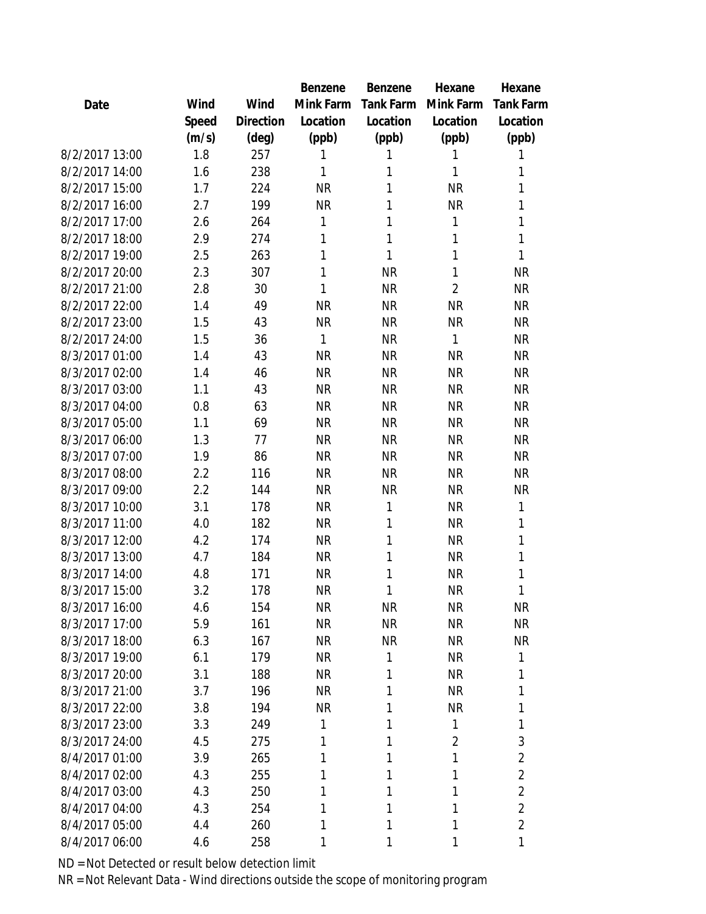| Date | Wind Speed (m/s) | Wind Direction (deg) | Benzene Mink Farm Location (ppb) | Benzene Tank Farm Location (ppb) | Hexane Mink Farm Location (ppb) | Hexane Tank Farm Location (ppb) |
|---|---|---|---|---|---|---|
| 8/2/2017 13:00 | 1.8 | 257 | 1 | 1 | 1 | 1 |
| 8/2/2017 14:00 | 1.6 | 238 | 1 | 1 | 1 | 1 |
| 8/2/2017 15:00 | 1.7 | 224 | NR | 1 | NR | 1 |
| 8/2/2017 16:00 | 2.7 | 199 | NR | 1 | NR | 1 |
| 8/2/2017 17:00 | 2.6 | 264 | 1 | 1 | 1 | 1 |
| 8/2/2017 18:00 | 2.9 | 274 | 1 | 1 | 1 | 1 |
| 8/2/2017 19:00 | 2.5 | 263 | 1 | 1 | 1 | 1 |
| 8/2/2017 20:00 | 2.3 | 307 | 1 | NR | 1 | NR |
| 8/2/2017 21:00 | 2.8 | 30 | 1 | NR | 2 | NR |
| 8/2/2017 22:00 | 1.4 | 49 | NR | NR | NR | NR |
| 8/2/2017 23:00 | 1.5 | 43 | NR | NR | NR | NR |
| 8/2/2017 24:00 | 1.5 | 36 | 1 | NR | 1 | NR |
| 8/3/2017 01:00 | 1.4 | 43 | NR | NR | NR | NR |
| 8/3/2017 02:00 | 1.4 | 46 | NR | NR | NR | NR |
| 8/3/2017 03:00 | 1.1 | 43 | NR | NR | NR | NR |
| 8/3/2017 04:00 | 0.8 | 63 | NR | NR | NR | NR |
| 8/3/2017 05:00 | 1.1 | 69 | NR | NR | NR | NR |
| 8/3/2017 06:00 | 1.3 | 77 | NR | NR | NR | NR |
| 8/3/2017 07:00 | 1.9 | 86 | NR | NR | NR | NR |
| 8/3/2017 08:00 | 2.2 | 116 | NR | NR | NR | NR |
| 8/3/2017 09:00 | 2.2 | 144 | NR | NR | NR | NR |
| 8/3/2017 10:00 | 3.1 | 178 | NR | 1 | NR | 1 |
| 8/3/2017 11:00 | 4.0 | 182 | NR | 1 | NR | 1 |
| 8/3/2017 12:00 | 4.2 | 174 | NR | 1 | NR | 1 |
| 8/3/2017 13:00 | 4.7 | 184 | NR | 1 | NR | 1 |
| 8/3/2017 14:00 | 4.8 | 171 | NR | 1 | NR | 1 |
| 8/3/2017 15:00 | 3.2 | 178 | NR | 1 | NR | 1 |
| 8/3/2017 16:00 | 4.6 | 154 | NR | NR | NR | NR |
| 8/3/2017 17:00 | 5.9 | 161 | NR | NR | NR | NR |
| 8/3/2017 18:00 | 6.3 | 167 | NR | NR | NR | NR |
| 8/3/2017 19:00 | 6.1 | 179 | NR | 1 | NR | 1 |
| 8/3/2017 20:00 | 3.1 | 188 | NR | 1 | NR | 1 |
| 8/3/2017 21:00 | 3.7 | 196 | NR | 1 | NR | 1 |
| 8/3/2017 22:00 | 3.8 | 194 | NR | 1 | NR | 1 |
| 8/3/2017 23:00 | 3.3 | 249 | 1 | 1 | 1 | 1 |
| 8/3/2017 24:00 | 4.5 | 275 | 1 | 1 | 2 | 3 |
| 8/4/2017 01:00 | 3.9 | 265 | 1 | 1 | 1 | 2 |
| 8/4/2017 02:00 | 4.3 | 255 | 1 | 1 | 1 | 2 |
| 8/4/2017 03:00 | 4.3 | 250 | 1 | 1 | 1 | 2 |
| 8/4/2017 04:00 | 4.3 | 254 | 1 | 1 | 1 | 2 |
| 8/4/2017 05:00 | 4.4 | 260 | 1 | 1 | 1 | 2 |
| 8/4/2017 06:00 | 4.6 | 258 | 1 | 1 | 1 | 1 |

ND = Not Detected or result below detection limit

NR = Not Relevant Data - Wind directions outside the scope of monitoring program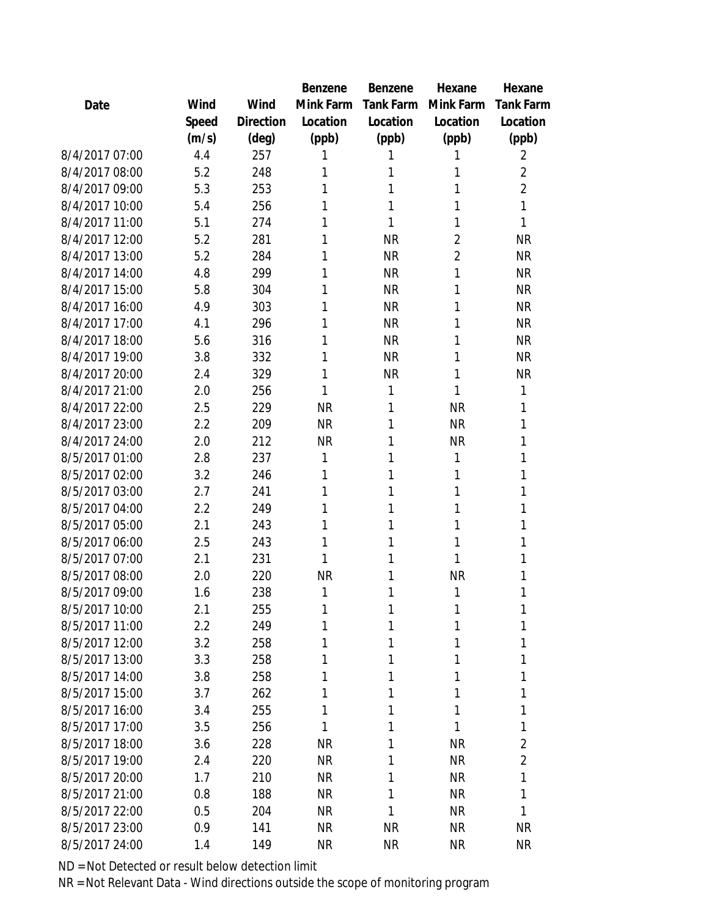| Date | Wind Speed (m/s) | Wind Direction (deg) | Benzene Mink Farm Location (ppb) | Benzene Tank Farm Location (ppb) | Hexane Mink Farm Location (ppb) | Hexane Tank Farm Location (ppb) |
|---|---|---|---|---|---|---|
| 8/4/2017 07:00 | 4.4 | 257 | 1 | 1 | 1 | 2 |
| 8/4/2017 08:00 | 5.2 | 248 | 1 | 1 | 1 | 2 |
| 8/4/2017 09:00 | 5.3 | 253 | 1 | 1 | 1 | 2 |
| 8/4/2017 10:00 | 5.4 | 256 | 1 | 1 | 1 | 1 |
| 8/4/2017 11:00 | 5.1 | 274 | 1 | 1 | 1 | 1 |
| 8/4/2017 12:00 | 5.2 | 281 | 1 | NR | 2 | NR |
| 8/4/2017 13:00 | 5.2 | 284 | 1 | NR | 2 | NR |
| 8/4/2017 14:00 | 4.8 | 299 | 1 | NR | 1 | NR |
| 8/4/2017 15:00 | 5.8 | 304 | 1 | NR | 1 | NR |
| 8/4/2017 16:00 | 4.9 | 303 | 1 | NR | 1 | NR |
| 8/4/2017 17:00 | 4.1 | 296 | 1 | NR | 1 | NR |
| 8/4/2017 18:00 | 5.6 | 316 | 1 | NR | 1 | NR |
| 8/4/2017 19:00 | 3.8 | 332 | 1 | NR | 1 | NR |
| 8/4/2017 20:00 | 2.4 | 329 | 1 | NR | 1 | NR |
| 8/4/2017 21:00 | 2.0 | 256 | 1 | 1 | 1 | 1 |
| 8/4/2017 22:00 | 2.5 | 229 | NR | 1 | NR | 1 |
| 8/4/2017 23:00 | 2.2 | 209 | NR | 1 | NR | 1 |
| 8/4/2017 24:00 | 2.0 | 212 | NR | 1 | NR | 1 |
| 8/5/2017 01:00 | 2.8 | 237 | 1 | 1 | 1 | 1 |
| 8/5/2017 02:00 | 3.2 | 246 | 1 | 1 | 1 | 1 |
| 8/5/2017 03:00 | 2.7 | 241 | 1 | 1 | 1 | 1 |
| 8/5/2017 04:00 | 2.2 | 249 | 1 | 1 | 1 | 1 |
| 8/5/2017 05:00 | 2.1 | 243 | 1 | 1 | 1 | 1 |
| 8/5/2017 06:00 | 2.5 | 243 | 1 | 1 | 1 | 1 |
| 8/5/2017 07:00 | 2.1 | 231 | 1 | 1 | 1 | 1 |
| 8/5/2017 08:00 | 2.0 | 220 | NR | 1 | NR | 1 |
| 8/5/2017 09:00 | 1.6 | 238 | 1 | 1 | 1 | 1 |
| 8/5/2017 10:00 | 2.1 | 255 | 1 | 1 | 1 | 1 |
| 8/5/2017 11:00 | 2.2 | 249 | 1 | 1 | 1 | 1 |
| 8/5/2017 12:00 | 3.2 | 258 | 1 | 1 | 1 | 1 |
| 8/5/2017 13:00 | 3.3 | 258 | 1 | 1 | 1 | 1 |
| 8/5/2017 14:00 | 3.8 | 258 | 1 | 1 | 1 | 1 |
| 8/5/2017 15:00 | 3.7 | 262 | 1 | 1 | 1 | 1 |
| 8/5/2017 16:00 | 3.4 | 255 | 1 | 1 | 1 | 1 |
| 8/5/2017 17:00 | 3.5 | 256 | 1 | 1 | 1 | 1 |
| 8/5/2017 18:00 | 3.6 | 228 | NR | 1 | NR | 2 |
| 8/5/2017 19:00 | 2.4 | 220 | NR | 1 | NR | 2 |
| 8/5/2017 20:00 | 1.7 | 210 | NR | 1 | NR | 1 |
| 8/5/2017 21:00 | 0.8 | 188 | NR | 1 | NR | 1 |
| 8/5/2017 22:00 | 0.5 | 204 | NR | 1 | NR | 1 |
| 8/5/2017 23:00 | 0.9 | 141 | NR | NR | NR | NR |
| 8/5/2017 24:00 | 1.4 | 149 | NR | NR | NR | NR |

ND = Not Detected or result below detection limit

NR = Not Relevant Data - Wind directions outside the scope of monitoring program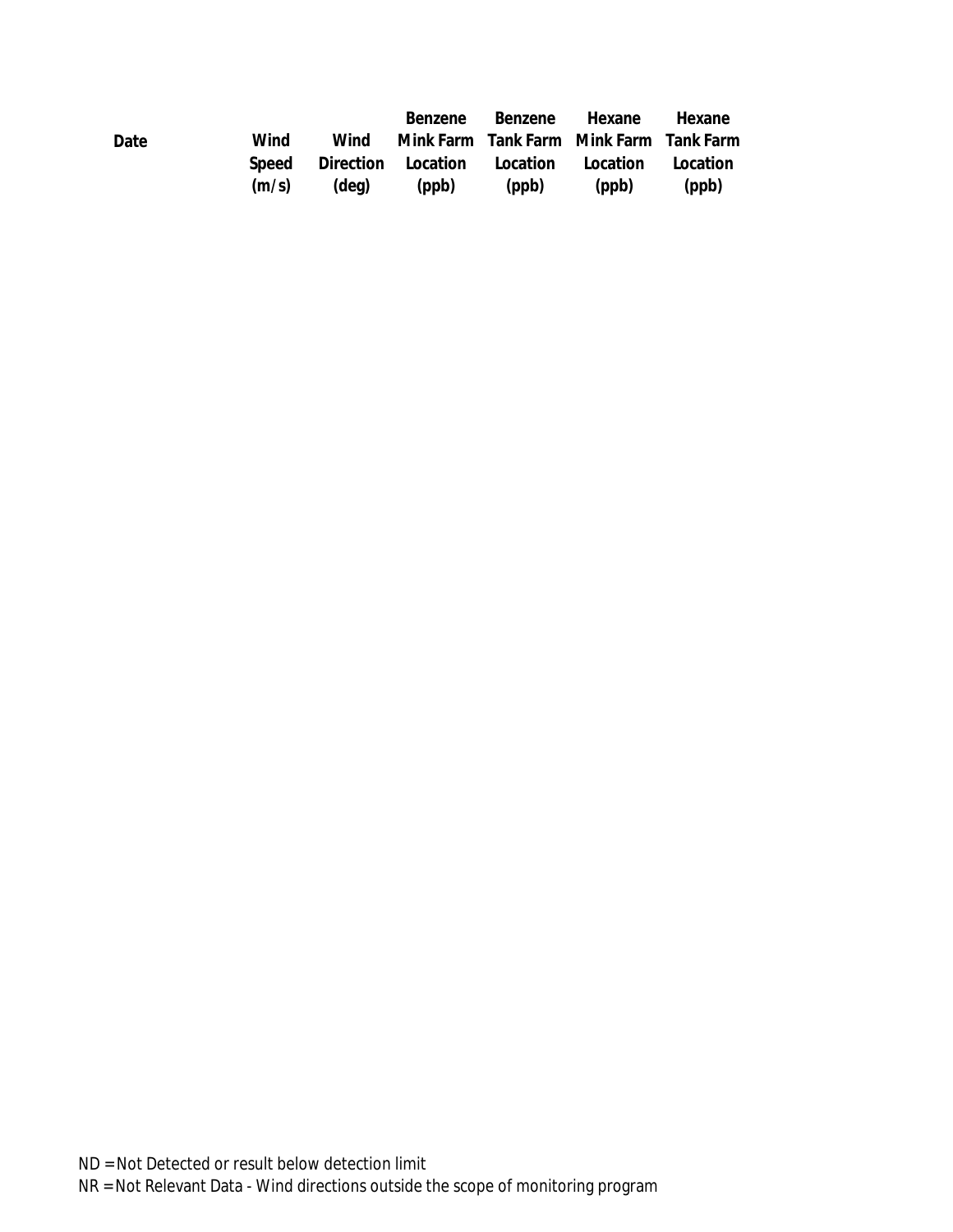| Date | Wind Speed (m/s) | Wind Direction (deg) | Benzene Mink Farm Location (ppb) | Benzene Tank Farm Location (ppb) | Hexane Mink Farm Location (ppb) | Hexane Tank Farm Location (ppb) |
|---|---|---|---|---|---|---|

ND = Not Detected or result below detection limit
NR = Not Relevant Data - Wind directions outside the scope of monitoring program